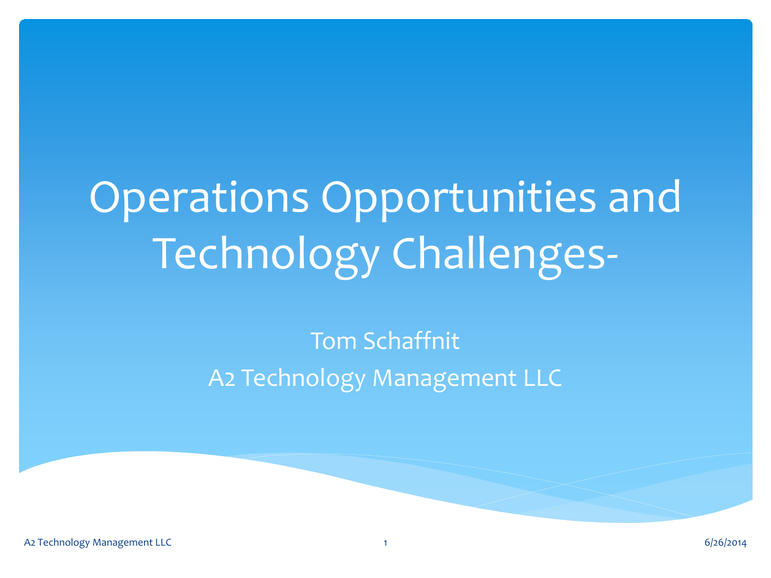# Operations Opportunities and Technology Challenges-

Tom Schaffnit

A2 Technology Management LLC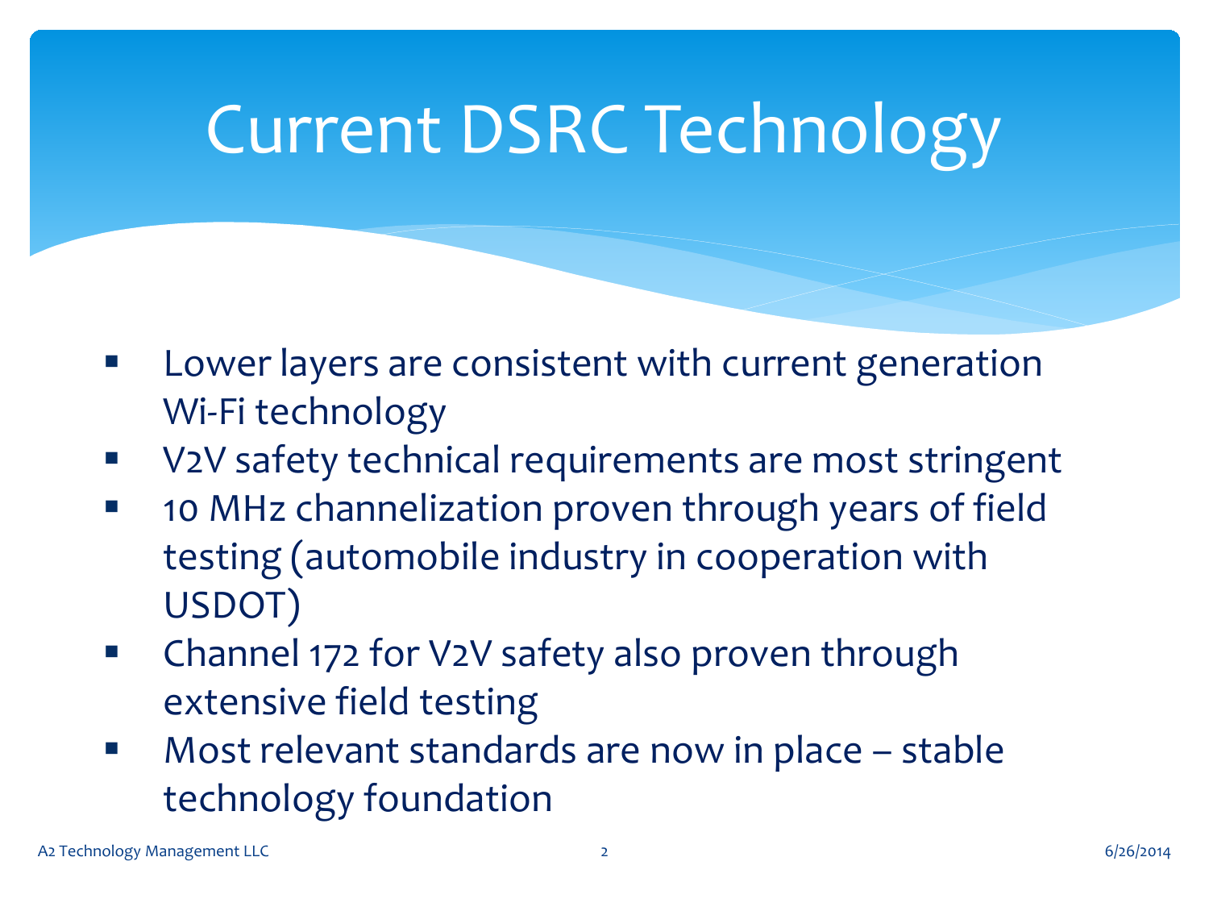# Current DSRC Technology

- Lower layers are consistent with current generation Wi-Fi technology
- V2V safety technical requirements are most stringent
- 10 MHz channelization proven through years of field testing (automobile industry in cooperation with USDOT)
- Channel 172 for V2V safety also proven through extensive field testing
- Most relevant standards are now in place – stable technology foundation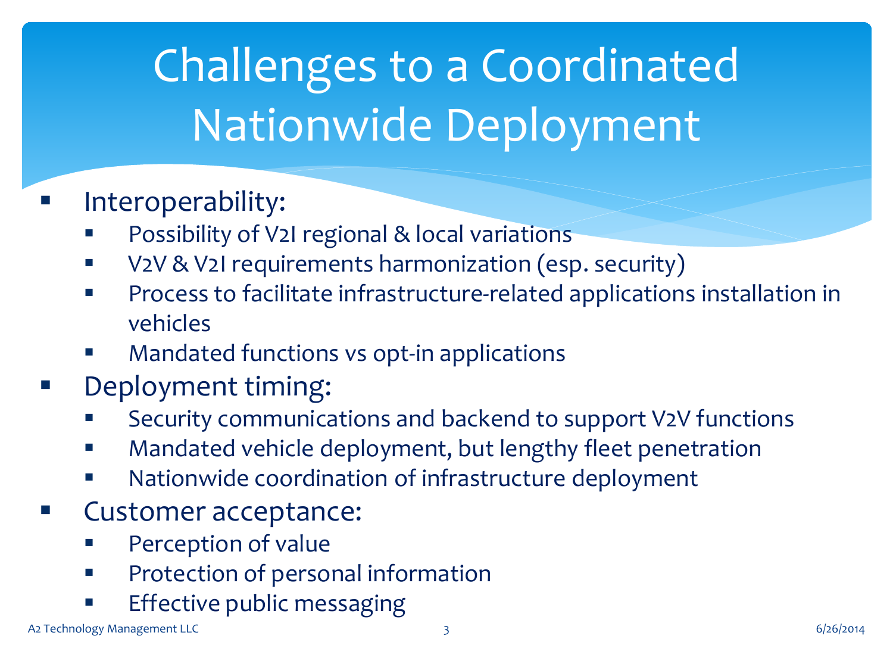# Challenges to a Coordinated Nationwide Deployment

- Interoperability:
  - Possibility of V2I regional & local variations
  - V2V & V2I requirements harmonization (esp. security)
  - Process to facilitate infrastructure-related applications installation in vehicles
  - Mandated functions vs opt-in applications
- Deployment timing:
  - Security communications and backend to support V2V functions
  - Mandated vehicle deployment, but lengthy fleet penetration
  - Nationwide coordination of infrastructure deployment
- Customer acceptance:
  - Perception of value
  - Protection of personal information
  - Effective public messaging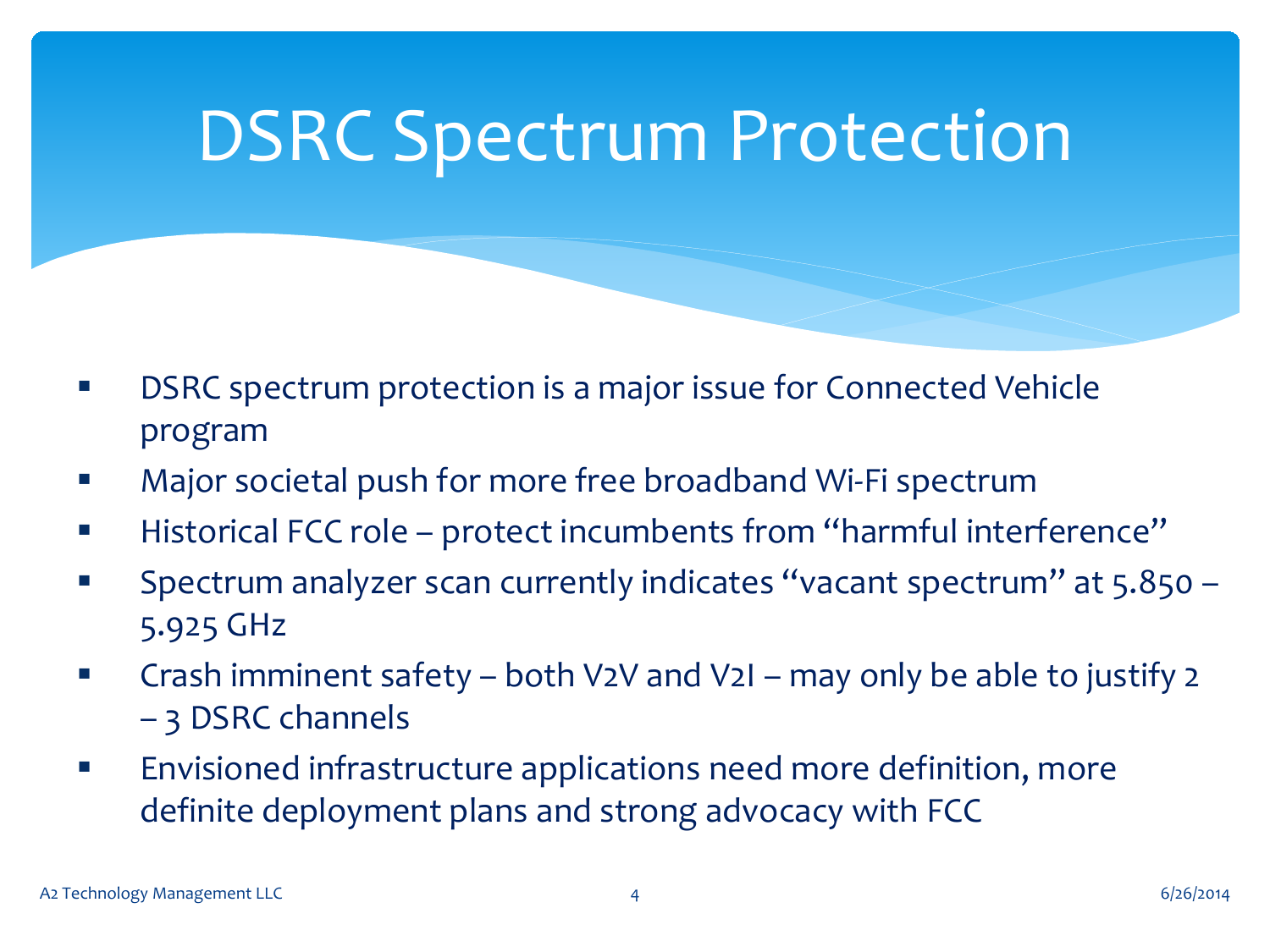# DSRC Spectrum Protection

- DSRC spectrum protection is a major issue for Connected Vehicle program
- Major societal push for more free broadband Wi-Fi spectrum
- Historical FCC role – protect incumbents from "harmful interference"
- Spectrum analyzer scan currently indicates "vacant spectrum" at 5.850 – 5.925 GHz
- Crash imminent safety – both V2V and V2I – may only be able to justify 2 – 3 DSRC channels
- Envisioned infrastructure applications need more definition, more definite deployment plans and strong advocacy with FCC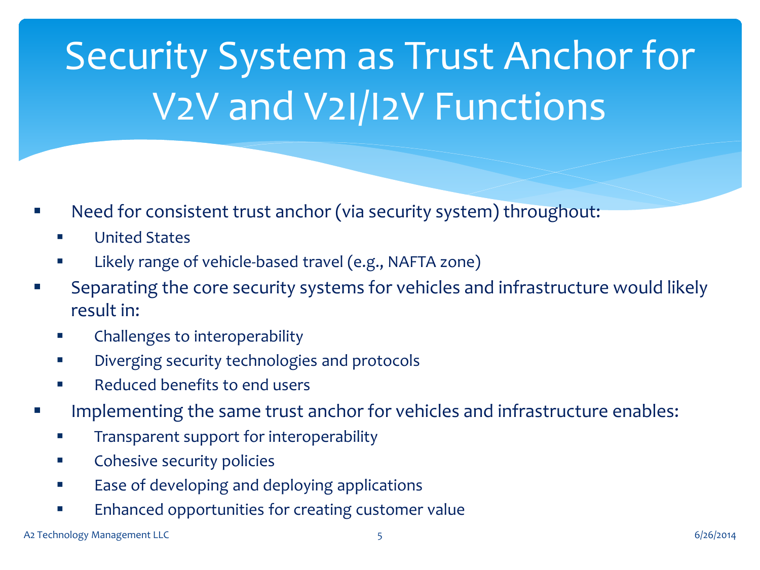# Security System as Trust Anchor for V2V and V2I/I2V Functions

- Need for consistent trust anchor (via security system) throughout:
  - United States
  - Likely range of vehicle-based travel (e.g., NAFTA zone)
- Separating the core security systems for vehicles and infrastructure would likely result in:
  - Challenges to interoperability
  - Diverging security technologies and protocols
  - Reduced benefits to end users
- Implementing the same trust anchor for vehicles and infrastructure enables:
  - Transparent support for interoperability
  - Cohesive security policies
  - Ease of developing and deploying applications
  - Enhanced opportunities for creating customer value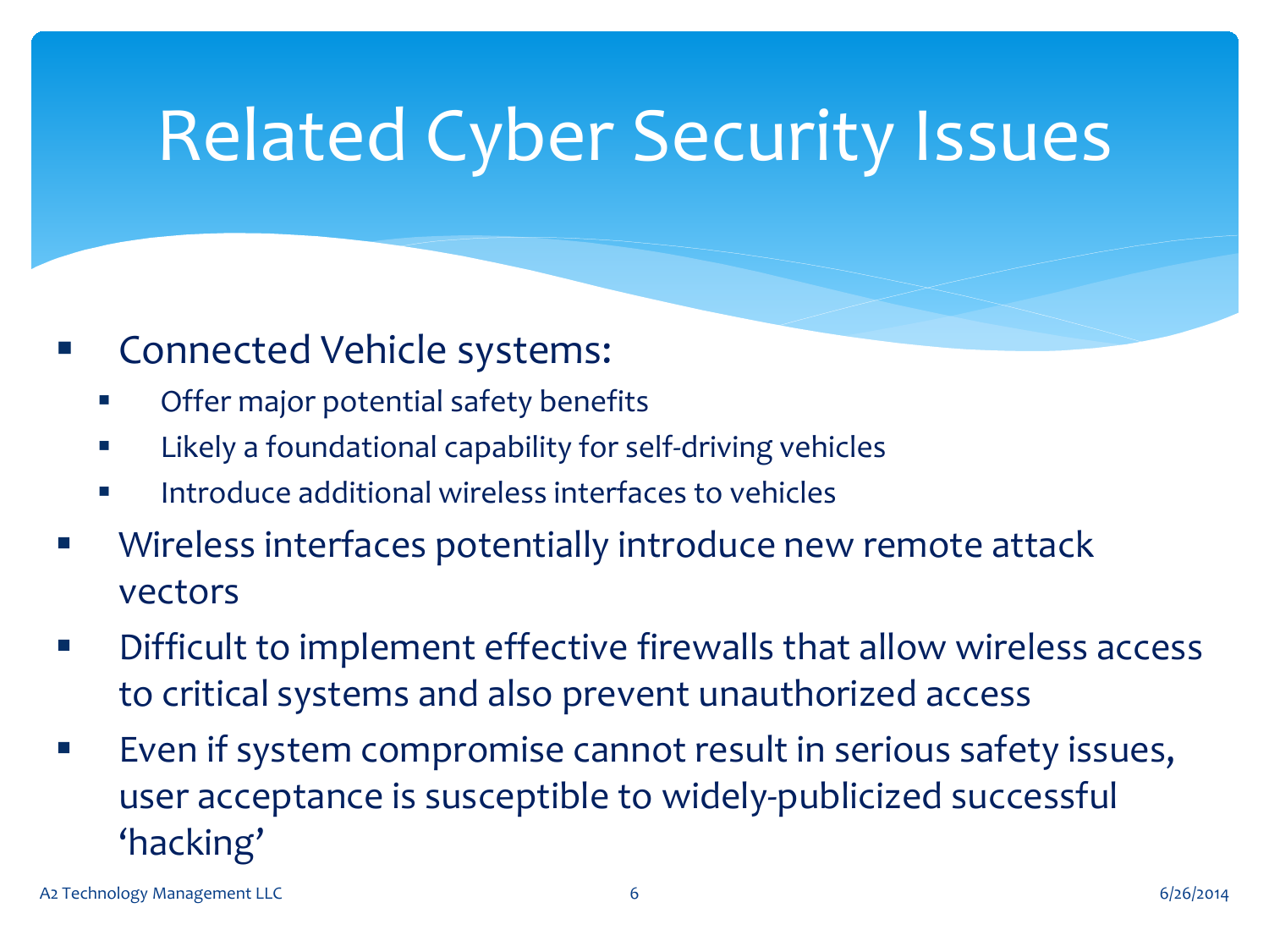# Related Cyber Security Issues

- Connected Vehicle systems:
  - Offer major potential safety benefits
  - Likely a foundational capability for self-driving vehicles
  - Introduce additional wireless interfaces to vehicles
- Wireless interfaces potentially introduce new remote attack vectors
- Difficult to implement effective firewalls that allow wireless access to critical systems and also prevent unauthorized access
- Even if system compromise cannot result in serious safety issues, user acceptance is susceptible to widely-publicized successful 'hacking'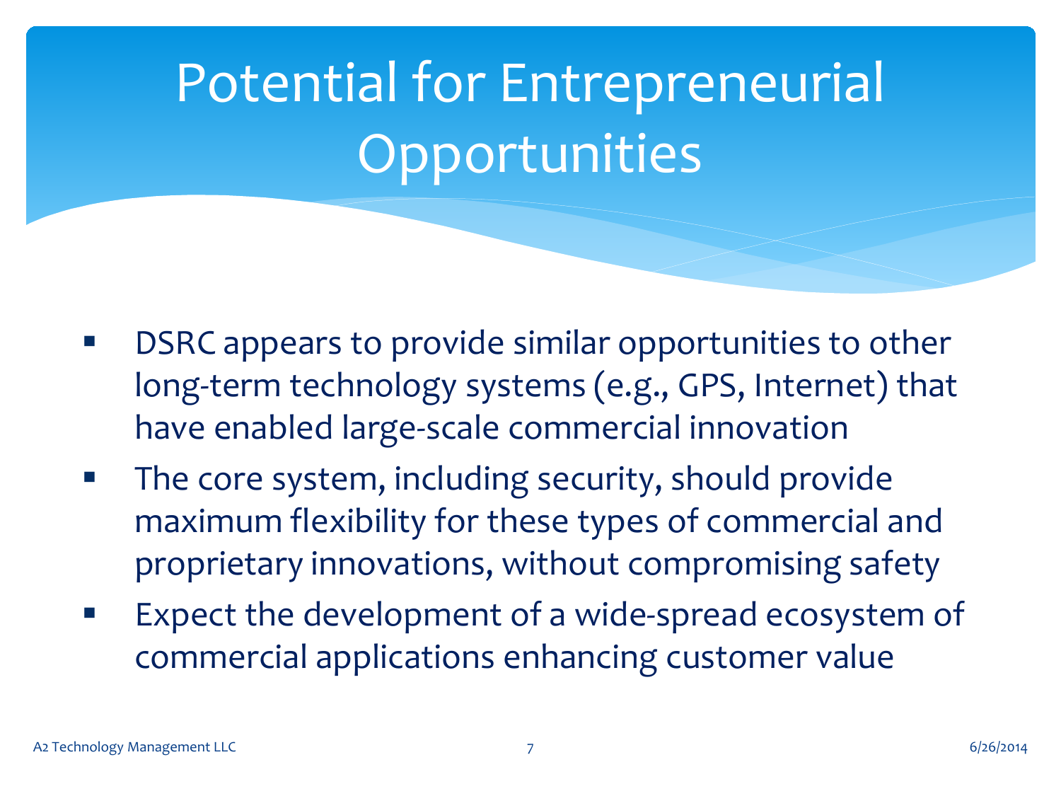# Potential for Entrepreneurial Opportunities

- DSRC appears to provide similar opportunities to other long-term technology systems (e.g., GPS, Internet) that have enabled large-scale commercial innovation
- The core system, including security, should provide maximum flexibility for these types of commercial and proprietary innovations, without compromising safety
- Expect the development of a wide-spread ecosystem of commercial applications enhancing customer value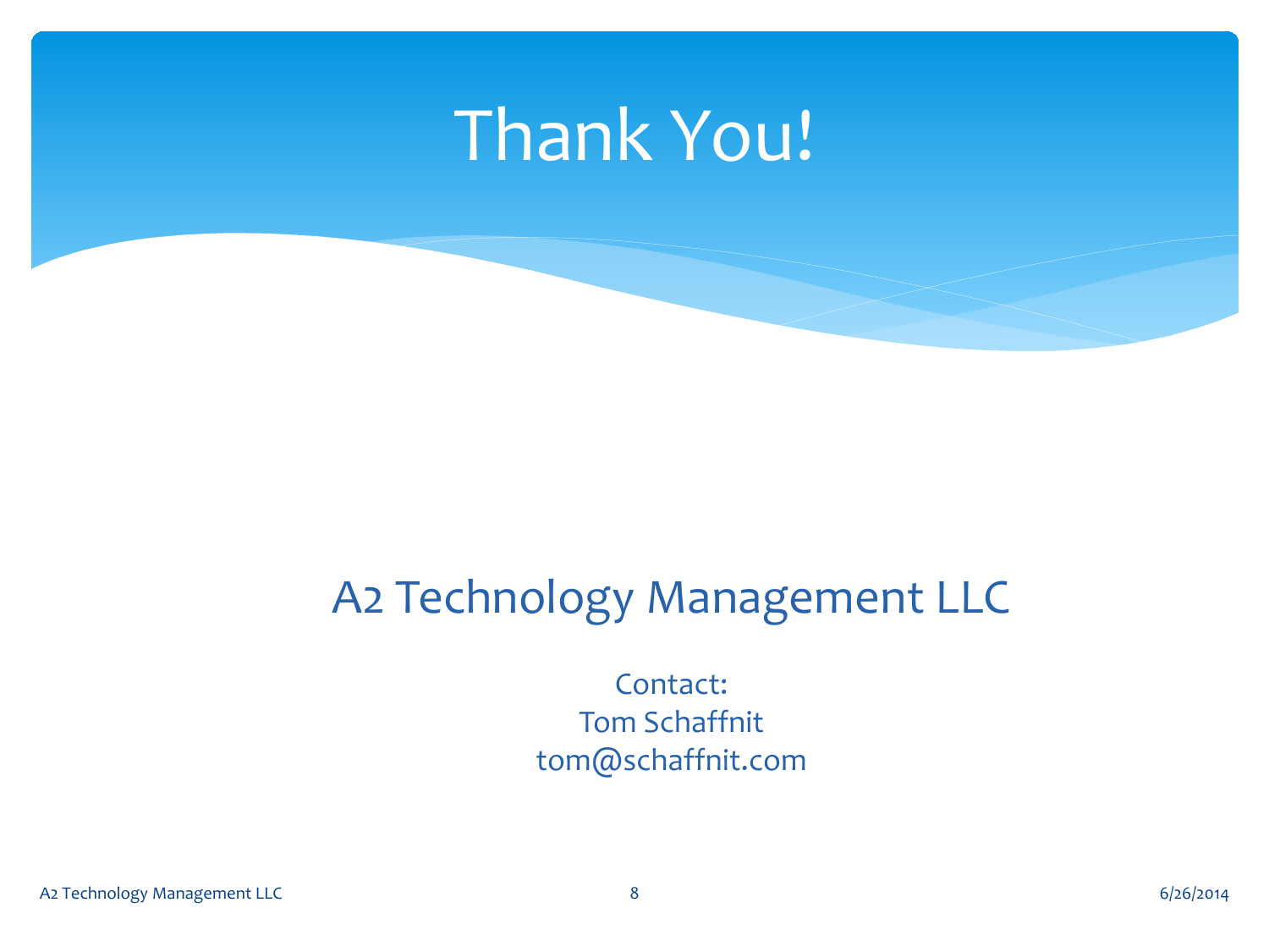# Thank You!

## A2 Technology Management LLC

Contact:
Tom Schaffnit
tom@schaffnit.com